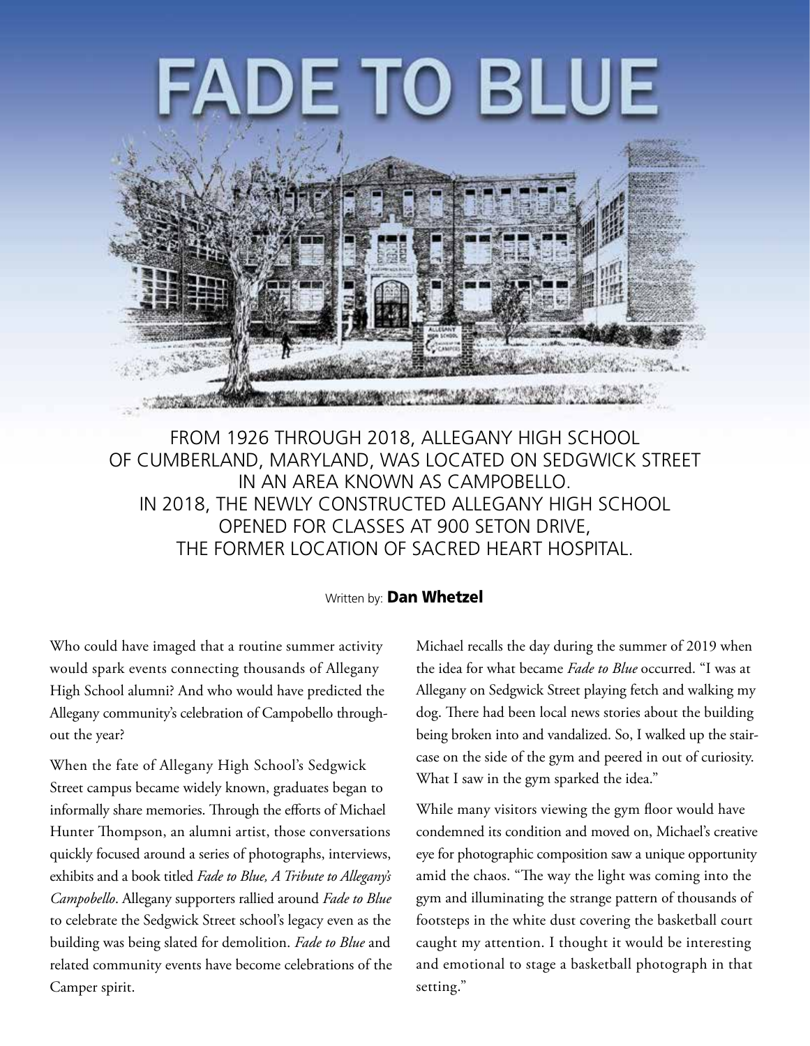# FADE TO BLUE

FROM 1926 THROUGH 2018, ALLEGANY HIGH SCHOOL OF CUMBERLAND, MARYLAND, WAS LOCATED ON SEDGWICK STREET IN AN AREA KNOWN AS CAMPOBELLO. IN 2018, THE NEWLY CONSTRUCTED ALLEGANY HIGH SCHOOL OPENED FOR CLASSES AT 900 SETON DRIVE, THE FORMER LOCATION OF SACRED HEART HOSPITAL.

Written by: **Dan Whetzel**

Who could have imaged that a routine summer activity would spark events connecting thousands of Allegany High School alumni? And who would have predicted the Allegany community's celebration of Campobello throughout the year?

When the fate of Allegany High School's Sedgwick Street campus became widely known, graduates began to informally share memories. Through the efforts of Michael Hunter Thompson, an alumni artist, those conversations quickly focused around a series of photographs, interviews, exhibits and a book titled *Fade to Blue, A Tribute to Allegany's Campobello*. Allegany supporters rallied around *Fade to Blue* to celebrate the Sedgwick Street school's legacy even as the building was being slated for demolition. *Fade to Blue* and related community events have become celebrations of the Camper spirit.

Michael recalls the day during the summer of 2019 when the idea for what became *Fade to Blue* occurred. "I was at Allegany on Sedgwick Street playing fetch and walking my dog. There had been local news stories about the building being broken into and vandalized. So, I walked up the staircase on the side of the gym and peered in out of curiosity. What I saw in the gym sparked the idea."

While many visitors viewing the gym floor would have condemned its condition and moved on, Michael's creative eye for photographic composition saw a unique opportunity amid the chaos. "The way the light was coming into the gym and illuminating the strange pattern of thousands of footsteps in the white dust covering the basketball court caught my attention. I thought it would be interesting and emotional to stage a basketball photograph in that setting."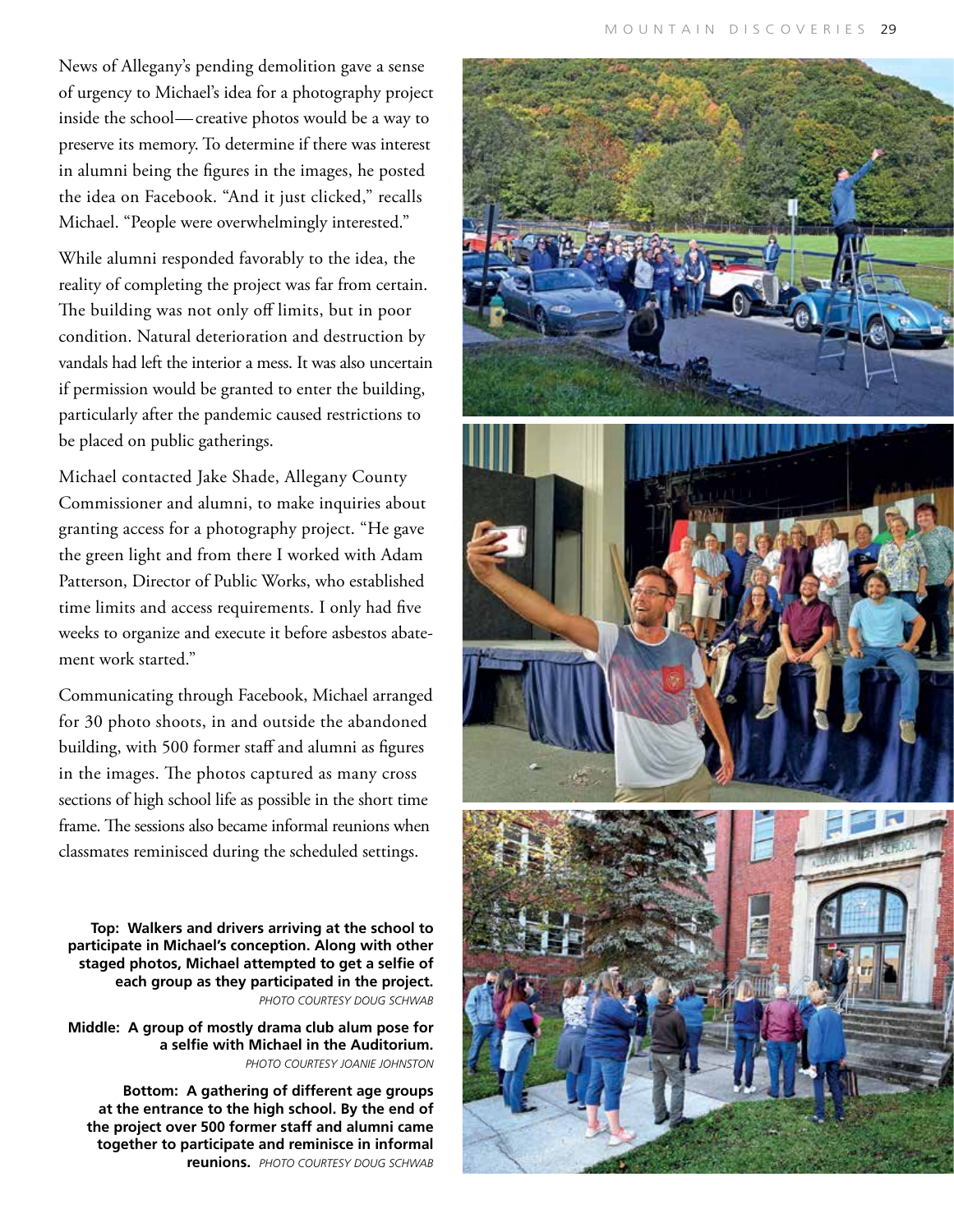News of Allegany's pending demolition gave a sense of urgency to Michael's idea for a photography project inside the school—creative photos would be a way to preserve its memory. To determine if there was interest in alumni being the figures in the images, he posted the idea on Facebook. "And it just clicked," recalls Michael. "People were overwhelmingly interested."

While alumni responded favorably to the idea, the reality of completing the project was far from certain. The building was not only off limits, but in poor condition. Natural deterioration and destruction by vandals had left the interior a mess. It was also uncertain if permission would be granted to enter the building, particularly after the pandemic caused restrictions to be placed on public gatherings.

Michael contacted Jake Shade, Allegany County Commissioner and alumni, to make inquiries about granting access for a photography project. "He gave the green light and from there I worked with Adam Patterson, Director of Public Works, who established time limits and access requirements. I only had five weeks to organize and execute it before asbestos abatement work started."

Communicating through Facebook, Michael arranged for 30 photo shoots, in and outside the abandoned building, with 500 former staff and alumni as figures in the images. The photos captured as many cross sections of high school life as possible in the short time frame. The sessions also became informal reunions when classmates reminisced during the scheduled settings.

**Top: Walkers and drivers arriving at the school to participate in Michael's conception. Along with other staged photos, Michael attempted to get a selfie of each group as they participated in the project.** *PHOTO COURTESY DOUG SCHWAB*

**Middle: A group of mostly drama club alum pose for a selfie with Michael in the Auditorium.** *PHOTO COURTESY JOANIE JOHNSTON*

**Bottom: A gathering of different age groups at the entrance to the high school. By the end of the project over 500 former staff and alumni came together to participate and reminisce in informal reunions.** *PHOTO COURTESY DOUG SCHWAB*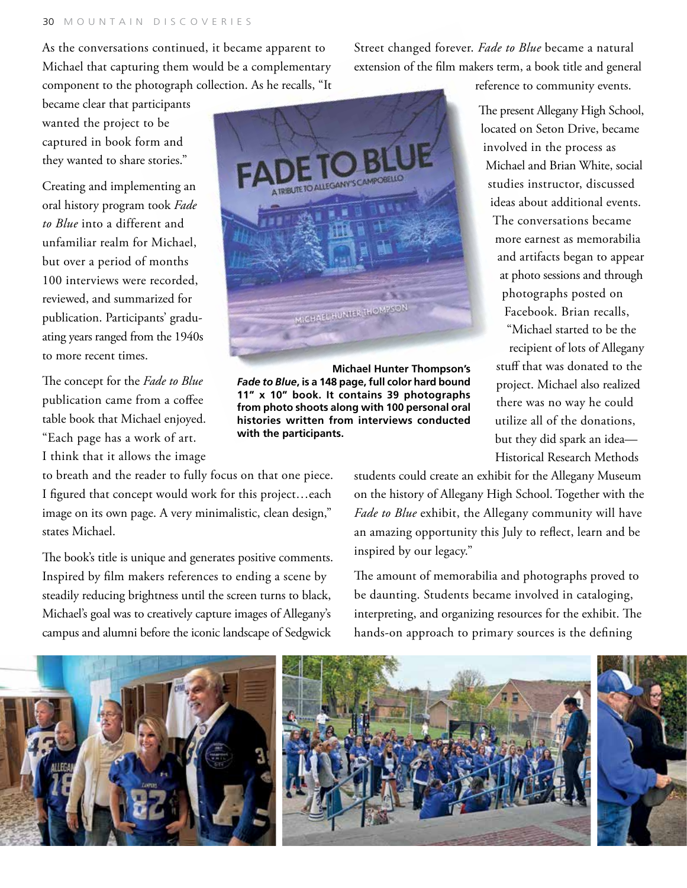As the conversations continued, it became apparent to Michael that capturing them would be a complementary component to the photograph collection. As he recalls, "It became clear that participants wanted the project to be captured in book form and they wanted to share stories."

Creating and implementing an oral history program took *Fade to Blue* into a different and unfamiliar realm for Michael, but over a period of months 100 interviews were recorded, reviewed, and summarized for publication. Participants' graduating years ranged from the 1940s to more recent times.

The concept for the *Fade to Blue* publication came from a coffee table book that Michael enjoyed. "Each page has a work of art. I think that it allows the image to breath and the reader to fully focus on that one piece. I figured that concept would work for this project…each image on its own page. A very minimalistic, clean design," states Michael.

The book's title is unique and generates positive comments. Inspired by film makers references to ending a scene by steadily reducing brightness until the screen turns to black, Michael's goal was to creatively capture images of Allegany's campus and alumni before the iconic landscape of Sedgwick Street changed forever. *Fade to Blue* became a natural extension of the film makers term, a book title and general reference to community events.

**Michael Hunter Thompson's *Fade to Blue*, is a 148 page, full color hard bound 11" x 10" book. It contains 39 photographs from photo shoots along with 100 personal oral histories written from interviews conducted with the participants.**

The present Allegany High School, located on Seton Drive, became involved in the process as Michael and Brian White, social studies instructor, discussed ideas about additional events. The conversations became more earnest as memorabilia and artifacts began to appear at photo sessions and through photographs posted on Facebook. Brian recalls, "Michael started to be the recipient of lots of Allegany stuff that was donated to the project. Michael also realized there was no way he could utilize all of the donations, but they did spark an idea—Historical Research Methods students could create an exhibit for the Allegany Museum on the history of Allegany High School. Together with the *Fade to Blue* exhibit, the Allegany community will have an amazing opportunity this July to reflect, learn and be inspired by our legacy."

The amount of memorabilia and photographs proved to be daunting. Students became involved in cataloging, interpreting, and organizing resources for the exhibit. The hands-on approach to primary sources is the defining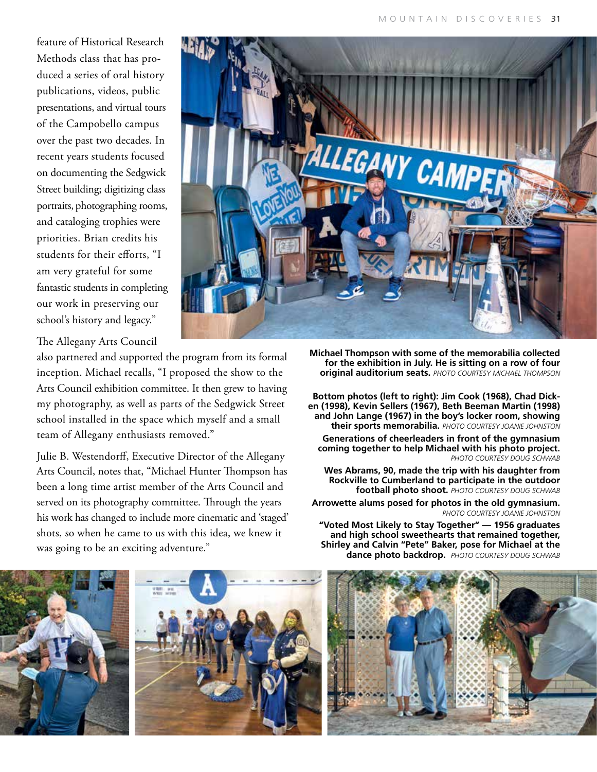feature of Historical Research Methods class that has produced a series of oral history publications, videos, public presentations, and virtual tours of the Campobello campus over the past two decades. In recent years students focused on documenting the Sedgwick Street building; digitizing class portraits, photographing rooms, and cataloging trophies were priorities. Brian credits his students for their efforts, "I am very grateful for some fantastic students in completing our work in preserving our school's history and legacy."

The Allegany Arts Council also partnered and supported the program from its formal inception. Michael recalls, "I proposed the show to the Arts Council exhibition committee. It then grew to having my photography, as well as parts of the Sedgwick Street school installed in the space which myself and a small team of Allegany enthusiasts removed."

Julie B. Westendorff, Executive Director of the Allegany Arts Council, notes that, "Michael Hunter Thompson has been a long time artist member of the Arts Council and served on its photography committee. Through the years his work has changed to include more cinematic and 'staged' shots, so when he came to us with this idea, we knew it was going to be an exciting adventure."

**Michael Thompson with some of the memorabilia collected for the exhibition in July. He is sitting on a row of four original auditorium seats.** *PHOTO COURTESY MICHAEL THOMPSON*

**Bottom photos (left to right): Jim Cook (1968), Chad Dicken (1998), Kevin Sellers (1967), Beth Beeman Martin (1998) and John Lange (1967) in the boy's locker room, showing their sports memorabilia.** *PHOTO COURTESY JOANIE JOHNSTON*

**Generations of cheerleaders in front of the gymnasium coming together to help Michael with his photo project.** *PHOTO COURTESY DOUG SCHWAB*

**Wes Abrams, 90, made the trip with his daughter from Rockville to Cumberland to participate in the outdoor football photo shoot.** *PHOTO COURTESY DOUG SCHWAB*

**Arrowette alums posed for photos in the old gymnasium.** *PHOTO COURTESY JOANIE JOHNSTON*

**"Voted Most Likely to Stay Together" — 1956 graduates and high school sweethearts that remained together, Shirley and Calvin "Pete" Baker, pose for Michael at the dance photo backdrop.** *PHOTO COURTESY DOUG SCHWAB*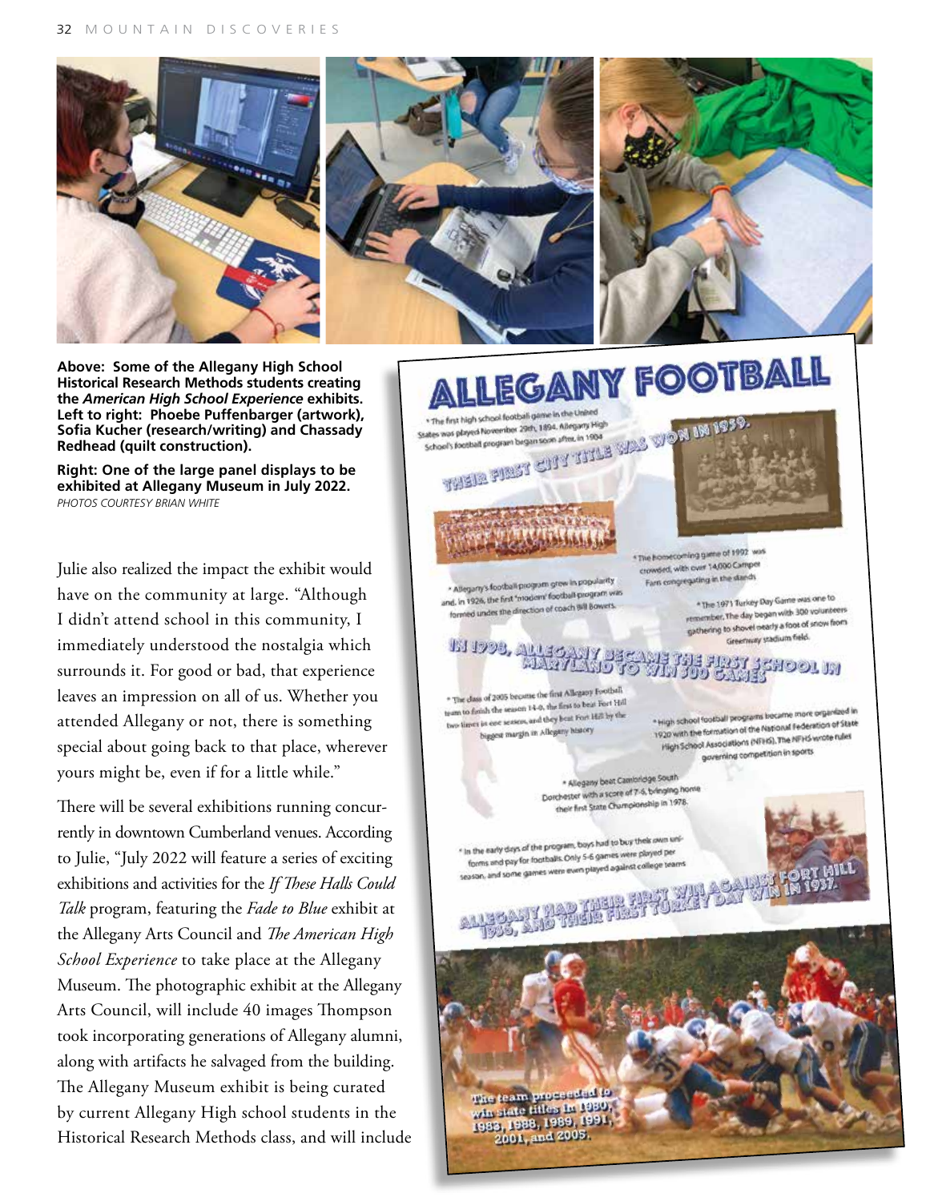**Above: Some of the Allegany High School Historical Research Methods students creating the *American High School Experience* exhibits. Left to right: Phoebe Puffenbarger (artwork), Sofia Kucher (research/writing) and Chassady Redhead (quilt construction).**

**Right: One of the large panel displays to be exhibited at Allegany Museum in July 2022.**
*PHOTOS COURTESY BRIAN WHITE*

Julie also realized the impact the exhibit would have on the community at large. "Although I didn't attend school in this community, I immediately understood the nostalgia which surrounds it. For good or bad, that experience leaves an impression on all of us. Whether you attended Allegany or not, there is something special about going back to that place, wherever yours might be, even if for a little while."

There will be several exhibitions running concurrently in downtown Cumberland venues. According to Julie, "July 2022 will feature a series of exciting exhibitions and activities for the *If These Halls Could Talk* program, featuring the *Fade to Blue* exhibit at the Allegany Arts Council and *The American High School Experience* to take place at the Allegany Museum. The photographic exhibit at the Allegany Arts Council, will include 40 images Thompson took incorporating generations of Allegany alumni, along with artifacts he salvaged from the building. The Allegany Museum exhibit is being curated by current Allegany High school students in the Historical Research Methods class, and will include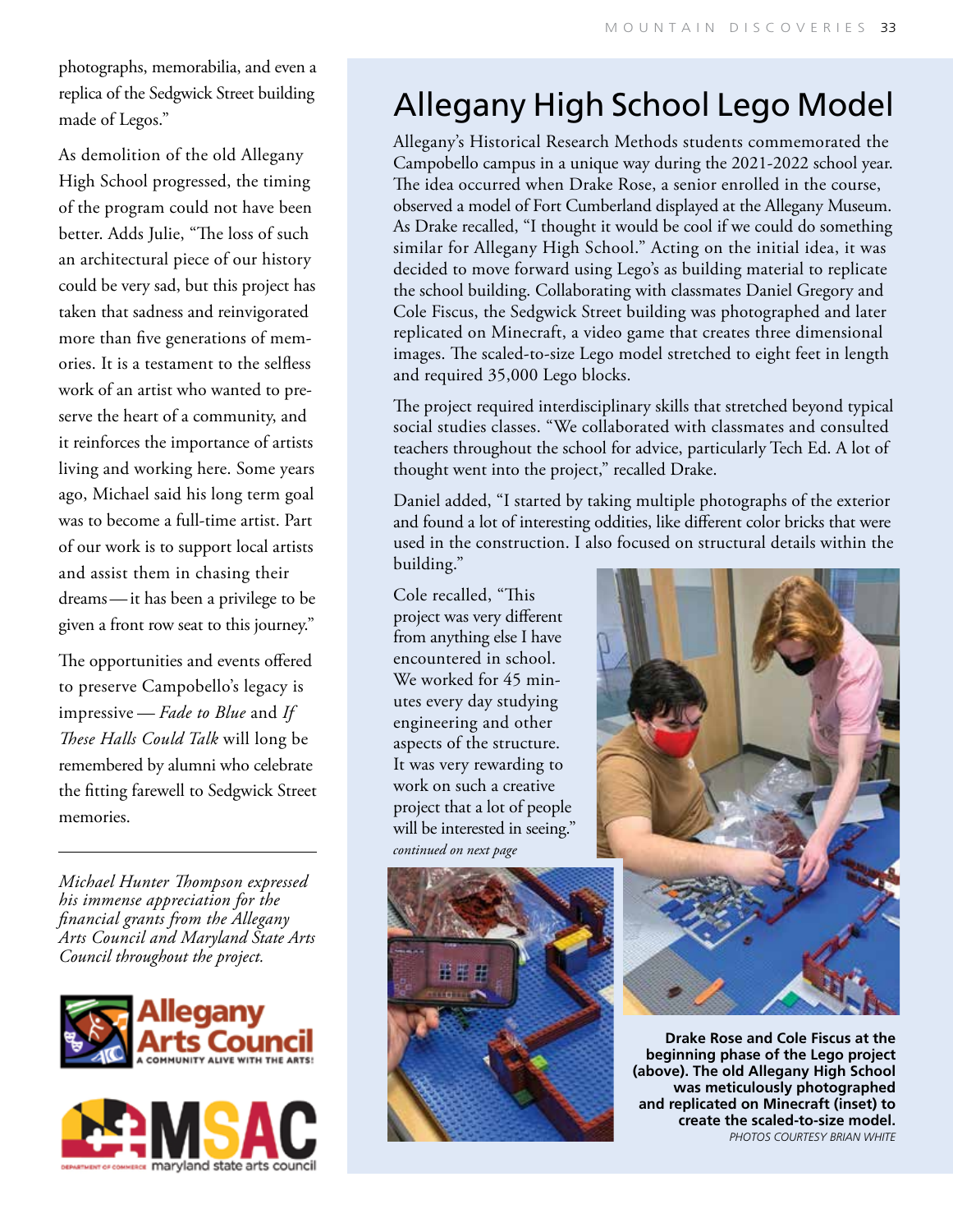photographs, memorabilia, and even a replica of the Sedgwick Street building made of Legos."

As demolition of the old Allegany High School progressed, the timing of the program could not have been better. Adds Julie, "The loss of such an architectural piece of our history could be very sad, but this project has taken that sadness and reinvigorated more than five generations of memories. It is a testament to the selfless work of an artist who wanted to preserve the heart of a community, and it reinforces the importance of artists living and working here. Some years ago, Michael said his long term goal was to become a full-time artist. Part of our work is to support local artists and assist them in chasing their dreams — it has been a privilege to be given a front row seat to this journey."

The opportunities and events offered to preserve Campobello's legacy is impressive — *Fade to Blue* and *If These Halls Could Talk* will long be remembered by alumni who celebrate the fitting farewell to Sedgwick Street memories.

---

*Michael Hunter Thompson expressed his immense appreciation for the financial grants from the Allegany Arts Council and Maryland State Arts Council throughout the project.*

Allegany Arts Council — A COMMUNITY ALIVE WITH THE ARTS!

MSAC — DEPARTMENT OF COMMERCE maryland state arts council

# Allegany High School Lego Model

Allegany's Historical Research Methods students commemorated the Campobello campus in a unique way during the 2021-2022 school year. The idea occurred when Drake Rose, a senior enrolled in the course, observed a model of Fort Cumberland displayed at the Allegany Museum. As Drake recalled, "I thought it would be cool if we could do something similar for Allegany High School." Acting on the initial idea, it was decided to move forward using Lego's as building material to replicate the school building. Collaborating with classmates Daniel Gregory and Cole Fiscus, the Sedgwick Street building was photographed and later replicated on Minecraft, a video game that creates three dimensional images. The scaled-to-size Lego model stretched to eight feet in length and required 35,000 Lego blocks.

The project required interdisciplinary skills that stretched beyond typical social studies classes. "We collaborated with classmates and consulted teachers throughout the school for advice, particularly Tech Ed. A lot of thought went into the project," recalled Drake.

Daniel added, "I started by taking multiple photographs of the exterior and found a lot of interesting oddities, like different color bricks that were used in the construction. I also focused on structural details within the building."

Cole recalled, "This project was very different from anything else I have encountered in school. We worked for 45 minutes every day studying engineering and other aspects of the structure. It was very rewarding to work on such a creative project that a lot of people will be interested in seeing."

*continued on next page*

**Drake Rose and Cole Fiscus at the beginning phase of the Lego project (above). The old Allegany High School was meticulously photographed and replicated on Minecraft (inset) to create the scaled-to-size model.**

*PHOTOS COURTESY BRIAN WHITE*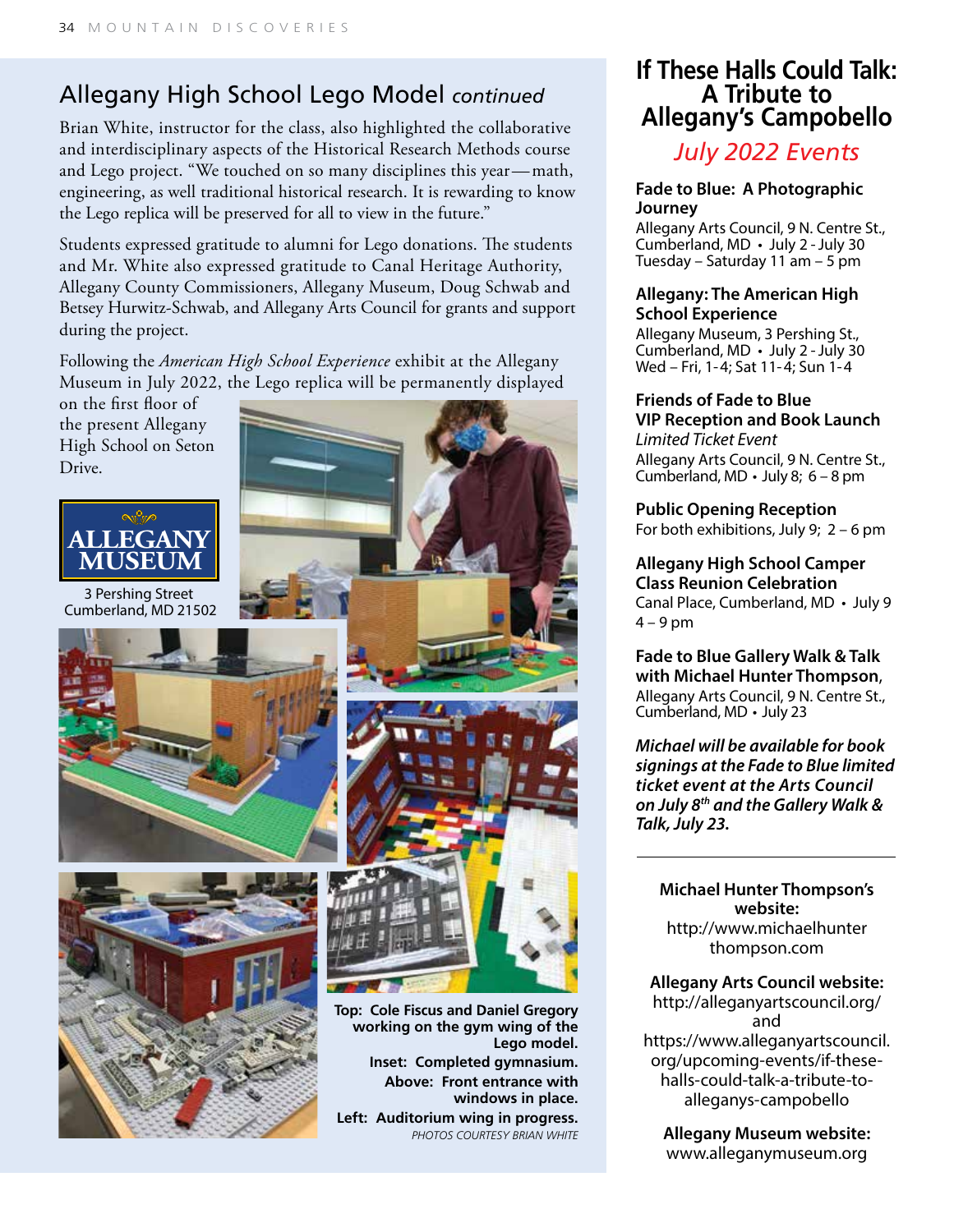## Allegany High School Lego Model *continued*

Brian White, instructor for the class, also highlighted the collaborative and interdisciplinary aspects of the Historical Research Methods course and Lego project. "We touched on so many disciplines this year — math, engineering, as well traditional historical research. It is rewarding to know the Lego replica will be preserved for all to view in the future."

Students expressed gratitude to alumni for Lego donations. The students and Mr. White also expressed gratitude to Canal Heritage Authority, Allegany County Commissioners, Allegany Museum, Doug Schwab and Betsey Hurwitz-Schwab, and Allegany Arts Council for grants and support during the project.

Following the *American High School Experience* exhibit at the Allegany Museum in July 2022, the Lego replica will be permanently displayed on the first floor of the present Allegany High School on Seton Drive.

ALLEGANY MUSEUM
3 Pershing Street
Cumberland, MD 21502

**Top: Cole Fiscus and Daniel Gregory working on the gym wing of the Lego model.**
**Inset: Completed gymnasium.**
**Above: Front entrance with windows in place.**
**Left: Auditorium wing in progress.**
*PHOTOS COURTESY BRIAN WHITE*

# If These Halls Could Talk: A Tribute to Allegany's Campobello

## *July 2022 Events*

**Fade to Blue: A Photographic Journey**
Allegany Arts Council, 9 N. Centre St., Cumberland, MD • July 2 - July 30
Tuesday – Saturday 11 am – 5 pm

**Allegany: The American High School Experience**
Allegany Museum, 3 Pershing St., Cumberland, MD • July 2 - July 30
Wed – Fri, 1-4; Sat 11-4; Sun 1-4

**Friends of Fade to Blue VIP Reception and Book Launch**
*Limited Ticket Event*
Allegany Arts Council, 9 N. Centre St., Cumberland, MD • July 8; 6 – 8 pm

**Public Opening Reception**
For both exhibitions, July 9; 2 – 6 pm

**Allegany High School Camper Class Reunion Celebration**
Canal Place, Cumberland, MD • July 9
4 – 9 pm

**Fade to Blue Gallery Walk & Talk with Michael Hunter Thompson**, Allegany Arts Council, 9 N. Centre St., Cumberland, MD • July 23

***Michael will be available for book signings at the Fade to Blue limited ticket event at the Arts Council on July 8th and the Gallery Walk & Talk, July 23.***

---

**Michael Hunter Thompson's website:**
http://www.michaelhunterthompson.com

**Allegany Arts Council website:**
http://alleganyartscouncil.org/
and
https://www.alleganyartscouncil.org/upcoming-events/if-these-halls-could-talk-a-tribute-to-alleganys-campobello

**Allegany Museum website:**
www.alleganymuseum.org